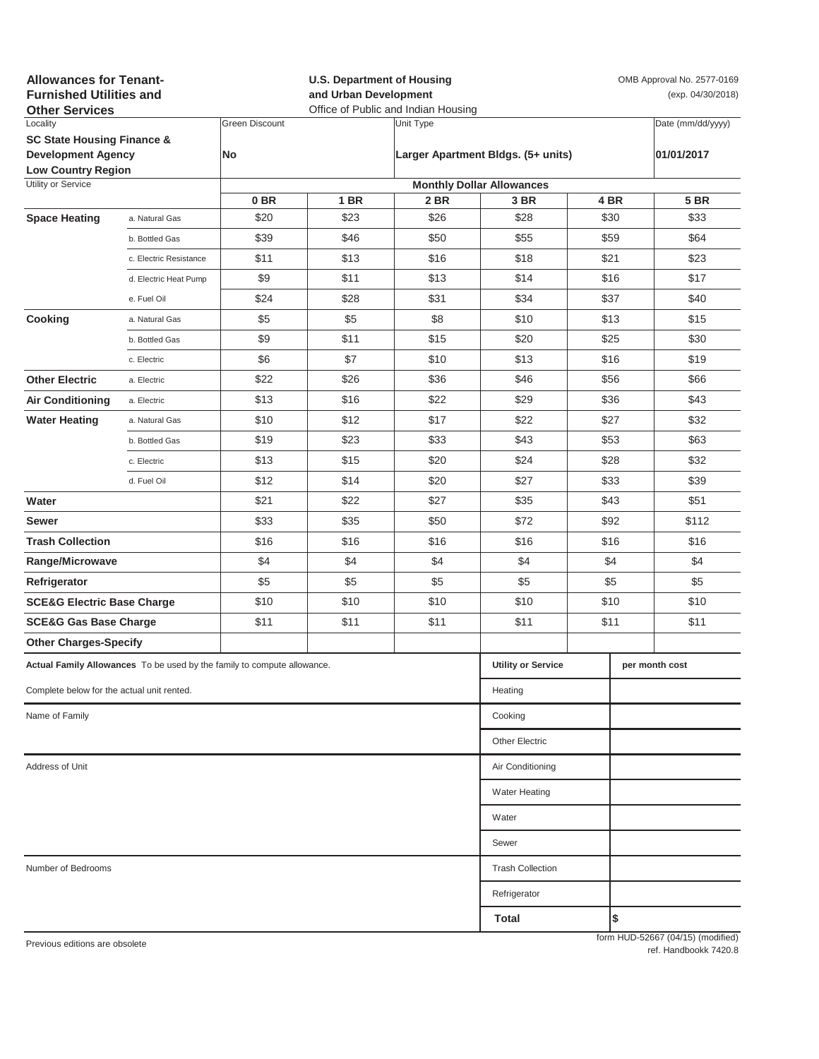**Allowances for Tenant-Furnished Utilities and Other Services**

**U.S. Department of Housing and Urban Development**
Office of Public and Indian Housing

OMB Approval No. 2577-0169
(exp. 04/30/2018)

| Locality | Green Discount | Unit Type | Date (mm/dd/yyyy) |
|---|---|---|---|
| **SC State Housing Finance & Development Agency Low Country Region** | **No** | **Larger Apartment Bldgs. (5+ units)** | **01/01/2017** |

| Utility or Service | | Monthly Dollar Allowances | | | | | |
|---|---|---|---|---|---|---|---|
| | | **0 BR** | **1 BR** | **2 BR** | **3 BR** | **4 BR** | **5 BR** |
| **Space Heating** | a. Natural Gas | $20 | $23 | $26 | $28 | $30 | $33 |
| | b. Bottled Gas | $39 | $46 | $50 | $55 | $59 | $64 |
| | c. Electric Resistance | $11 | $13 | $16 | $18 | $21 | $23 |
| | d. Electric Heat Pump | $9 | $11 | $13 | $14 | $16 | $17 |
| | e. Fuel Oil | $24 | $28 | $31 | $34 | $37 | $40 |
| **Cooking** | a. Natural Gas | $5 | $5 | $8 | $10 | $13 | $15 |
| | b. Bottled Gas | $9 | $11 | $15 | $20 | $25 | $30 |
| | c. Electric | $6 | $7 | $10 | $13 | $16 | $19 |
| **Other Electric** | a. Electric | $22 | $26 | $36 | $46 | $56 | $66 |
| **Air Conditioning** | a. Electric | $13 | $16 | $22 | $29 | $36 | $43 |
| **Water Heating** | a. Natural Gas | $10 | $12 | $17 | $22 | $27 | $32 |
| | b. Bottled Gas | $19 | $23 | $33 | $43 | $53 | $63 |
| | c. Electric | $13 | $15 | $20 | $24 | $28 | $32 |
| | d. Fuel Oil | $12 | $14 | $20 | $27 | $33 | $39 |
| **Water** | | $21 | $22 | $27 | $35 | $43 | $51 |
| **Sewer** | | $33 | $35 | $50 | $72 | $92 | $112 |
| **Trash Collection** | | $16 | $16 | $16 | $16 | $16 | $16 |
| **Range/Microwave** | | $4 | $4 | $4 | $4 | $4 | $4 |
| **Refrigerator** | | $5 | $5 | $5 | $5 | $5 | $5 |
| **SCE&G Electric Base Charge** | | $10 | $10 | $10 | $10 | $10 | $10 |
| **SCE&G Gas Base Charge** | | $11 | $11 | $11 | $11 | $11 | $11 |
| **Other Charges-Specify** | | | | | | | |

**Actual Family Allowances** To be used by the family to compute allowance.

Complete below for the actual unit rented.

Name of Family

Address of Unit

Number of Bedrooms

| Utility or Service | per month cost |
|---|---|
| Heating | |
| Cooking | |
| Other Electric | |
| Air Conditioning | |
| Water Heating | |
| Water | |
| Sewer | |
| Trash Collection | |
| Refrigerator | |
| **Total** | **$** |

Previous editions are obsolete

form HUD-52667 (04/15) (modified)
ref. Handbookk 7420.8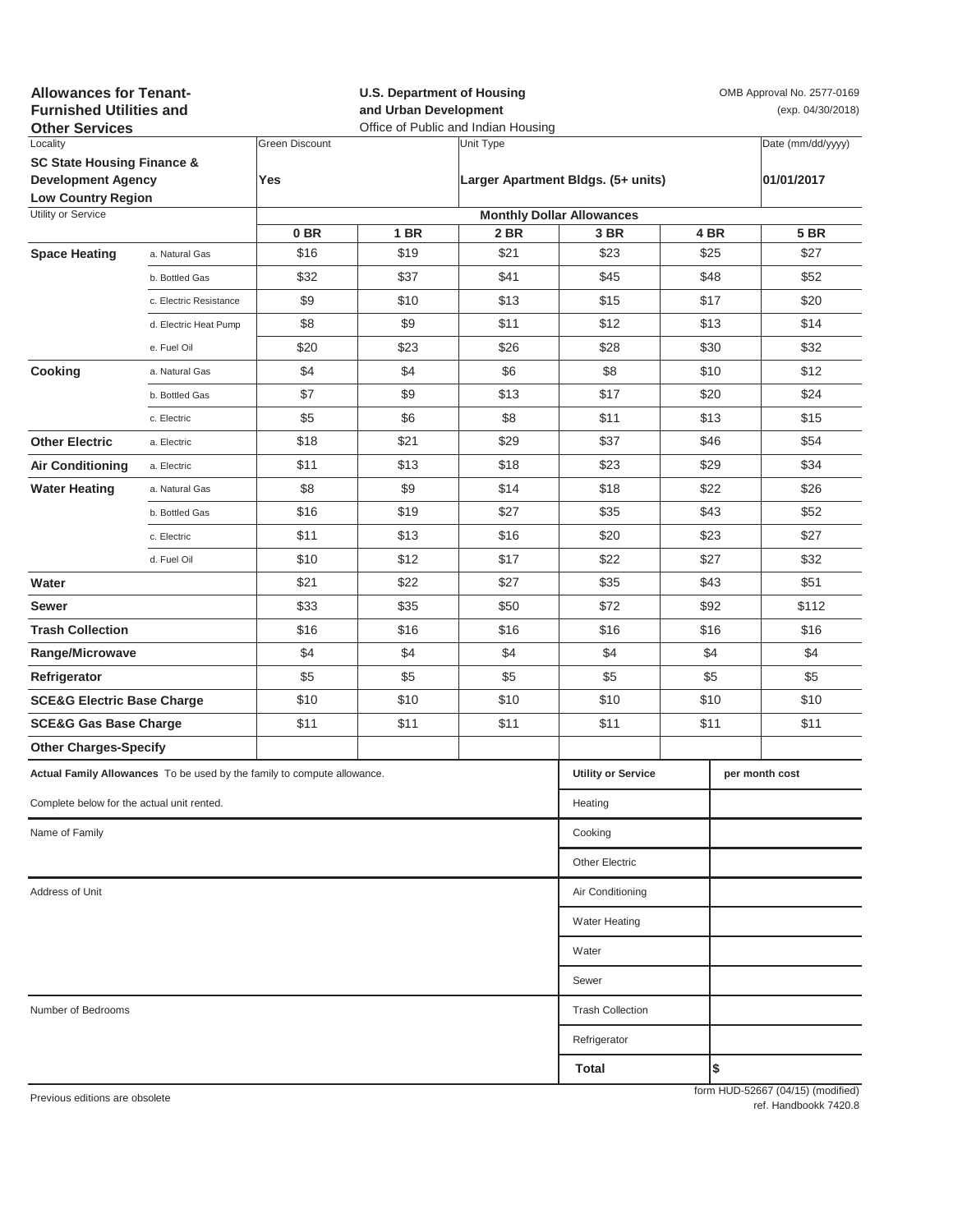**Allowances for Tenant-Furnished Utilities and Other Services**

**U.S. Department of Housing and Urban Development**
Office of Public and Indian Housing

OMB Approval No. 2577-0169 (exp. 04/30/2018)

| Locality | Green Discount | Unit Type | Date (mm/dd/yyyy) |
|---|---|---|---|
| **SC State Housing Finance & Development Agency Low Country Region** | **Yes** | **Larger Apartment Bldgs. (5+ units)** | **01/01/2017** |

| Utility or Service | | Monthly Dollar Allowances | | | | | |
|---|---|---|---|---|---|---|---|
| | | **0 BR** | **1 BR** | **2 BR** | **3 BR** | **4 BR** | **5 BR** |
| **Space Heating** | a. Natural Gas | $16 | $19 | $21 | $23 | $25 | $27 |
| | b. Bottled Gas | $32 | $37 | $41 | $45 | $48 | $52 |
| | c. Electric Resistance | $9 | $10 | $13 | $15 | $17 | $20 |
| | d. Electric Heat Pump | $8 | $9 | $11 | $12 | $13 | $14 |
| | e. Fuel Oil | $20 | $23 | $26 | $28 | $30 | $32 |
| **Cooking** | a. Natural Gas | $4 | $4 | $6 | $8 | $10 | $12 |
| | b. Bottled Gas | $7 | $9 | $13 | $17 | $20 | $24 |
| | c. Electric | $5 | $6 | $8 | $11 | $13 | $15 |
| **Other Electric** | a. Electric | $18 | $21 | $29 | $37 | $46 | $54 |
| **Air Conditioning** | a. Electric | $11 | $13 | $18 | $23 | $29 | $34 |
| **Water Heating** | a. Natural Gas | $8 | $9 | $14 | $18 | $22 | $26 |
| | b. Bottled Gas | $16 | $19 | $27 | $35 | $43 | $52 |
| | c. Electric | $11 | $13 | $16 | $20 | $23 | $27 |
| | d. Fuel Oil | $10 | $12 | $17 | $22 | $27 | $32 |
| **Water** | | $21 | $22 | $27 | $35 | $43 | $51 |
| **Sewer** | | $33 | $35 | $50 | $72 | $92 | $112 |
| **Trash Collection** | | $16 | $16 | $16 | $16 | $16 | $16 |
| **Range/Microwave** | | $4 | $4 | $4 | $4 | $4 | $4 |
| **Refrigerator** | | $5 | $5 | $5 | $5 | $5 | $5 |
| **SCE&G Electric Base Charge** | | $10 | $10 | $10 | $10 | $10 | $10 |
| **SCE&G Gas Base Charge** | | $11 | $11 | $11 | $11 | $11 | $11 |
| **Other Charges-Specify** | | | | | | | |

**Actual Family Allowances** To be used by the family to compute allowance.

Complete below for the actual unit rented.

Name of Family

Address of Unit

Number of Bedrooms

| **Utility or Service** | **per month cost** |
|---|---|
| Heating | |
| Cooking | |
| Other Electric | |
| Air Conditioning | |
| Water Heating | |
| Water | |
| Sewer | |
| Trash Collection | |
| Refrigerator | |
| **Total** | **$** |

Previous editions are obsolete

form HUD-52667 (04/15) (modified)
ref. Handbookk 7420.8